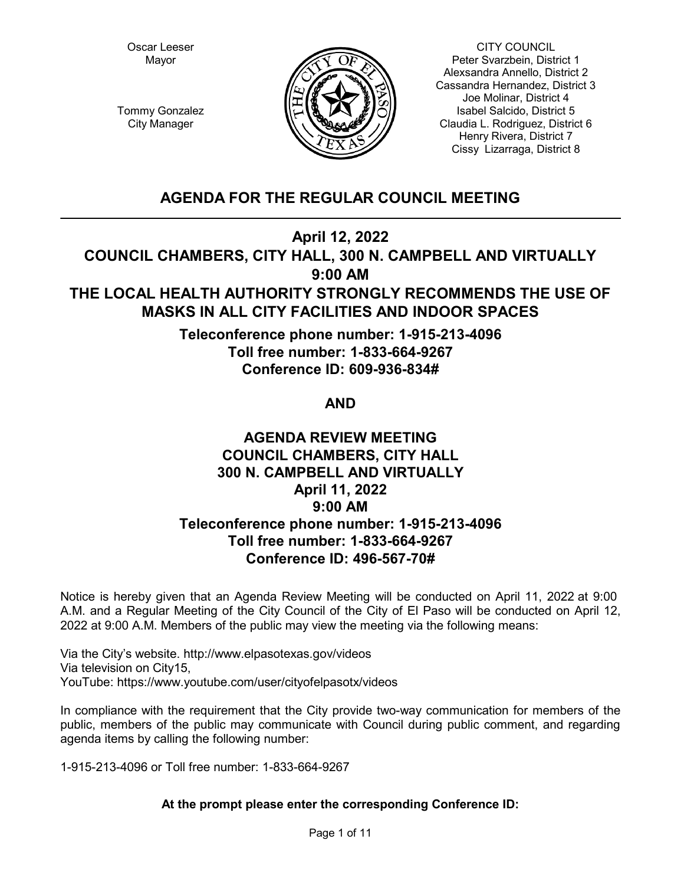Oscar Leeser
Mayor

Tommy Gonzalez
City Manager

CITY COUNCIL
Peter Svarzbein, District 1
Alexsandra Annello, District 2
Cassandra Hernandez, District 3
Joe Molinar, District 4
Isabel Salcido, District 5
Claudia L. Rodriguez, District 6
Henry Rivera, District 7
Cissy Lizarraga, District 8

# AGENDA FOR THE REGULAR COUNCIL MEETING

**April 12, 2022**
**COUNCIL CHAMBERS, CITY HALL, 300 N. CAMPBELL AND VIRTUALLY**
**9:00 AM**
**THE LOCAL HEALTH AUTHORITY STRONGLY RECOMMENDS THE USE OF MASKS IN ALL CITY FACILITIES AND INDOOR SPACES**

**Teleconference phone number: 1-915-213-4096**
**Toll free number: 1-833-664-9267**
**Conference ID: 609-936-834#**

**AND**

**AGENDA REVIEW MEETING**
**COUNCIL CHAMBERS, CITY HALL**
**300 N. CAMPBELL AND VIRTUALLY**
**April 11, 2022**
**9:00 AM**
**Teleconference phone number: 1-915-213-4096**
**Toll free number: 1-833-664-9267**
**Conference ID: 496-567-70#**

Notice is hereby given that an Agenda Review Meeting will be conducted on April 11, 2022 at 9:00 A.M. and a Regular Meeting of the City Council of the City of El Paso will be conducted on April 12, 2022 at 9:00 A.M. Members of the public may view the meeting via the following means:

Via the City's website. http://www.elpasotexas.gov/videos
Via television on City15,
YouTube: https://www.youtube.com/user/cityofelpasotx/videos

In compliance with the requirement that the City provide two-way communication for members of the public, members of the public may communicate with Council during public comment, and regarding agenda items by calling the following number:

1-915-213-4096 or Toll free number: 1-833-664-9267

**At the prompt please enter the corresponding Conference ID:**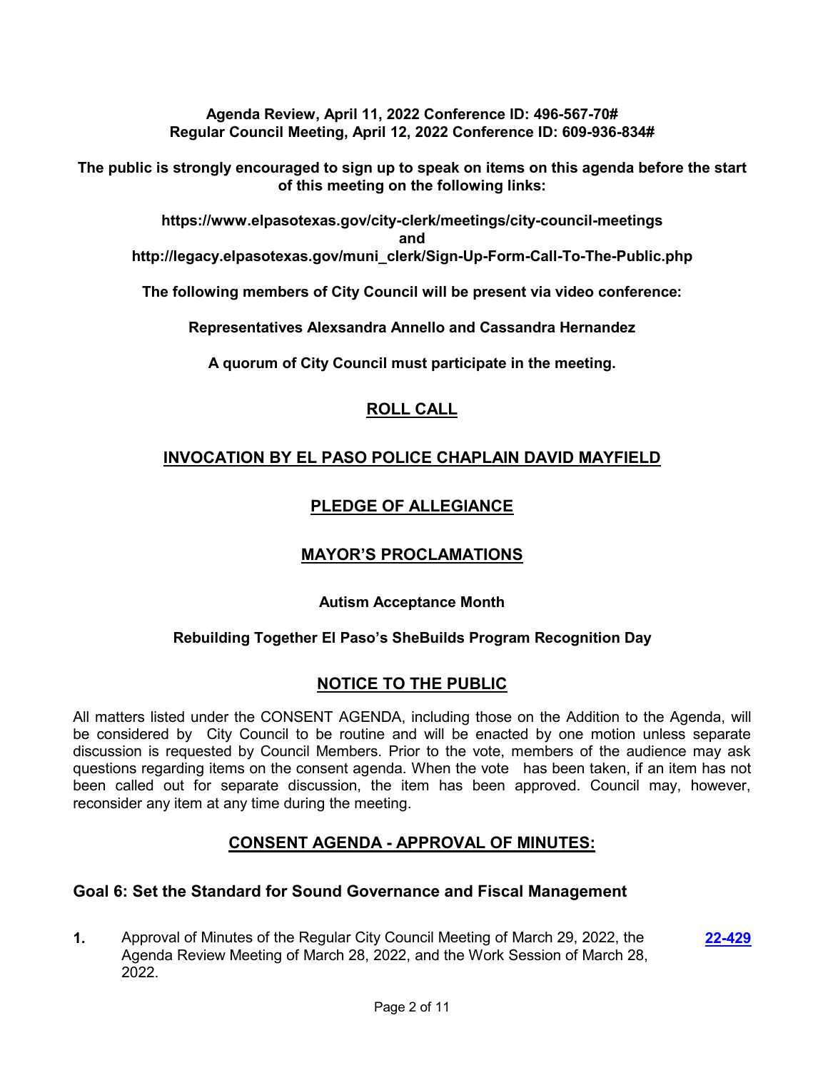**Agenda Review, April 11, 2022 Conference ID: 496-567-70#**
**Regular Council Meeting, April 12, 2022 Conference ID: 609-936-834#**

**The public is strongly encouraged to sign up to speak on items on this agenda before the start of this meeting on the following links:**

**https://www.elpasotexas.gov/city-clerk/meetings/city-council-meetings**
**and**
**http://legacy.elpasotexas.gov/muni_clerk/Sign-Up-Form-Call-To-The-Public.php**

**The following members of City Council will be present via video conference:**

**Representatives Alexsandra Annello and Cassandra Hernandez**

**A quorum of City Council must participate in the meeting.**

## ROLL CALL

## INVOCATION BY EL PASO POLICE CHAPLAIN DAVID MAYFIELD

## PLEDGE OF ALLEGIANCE

## MAYOR'S PROCLAMATIONS

**Autism Acceptance Month**

**Rebuilding Together El Paso's SheBuilds Program Recognition Day**

## NOTICE TO THE PUBLIC

All matters listed under the CONSENT AGENDA, including those on the Addition to the Agenda, will be considered by City Council to be routine and will be enacted by one motion unless separate discussion is requested by Council Members. Prior to the vote, members of the audience may ask questions regarding items on the consent agenda. When the vote has been taken, if an item has not been called out for separate discussion, the item has been approved. Council may, however, reconsider any item at any time during the meeting.

## CONSENT AGENDA - APPROVAL OF MINUTES:

### Goal 6: Set the Standard for Sound Governance and Fiscal Management

**1.** Approval of Minutes of the Regular City Council Meeting of March 29, 2022, the Agenda Review Meeting of March 28, 2022, and the Work Session of March 28, 2022. **22-429**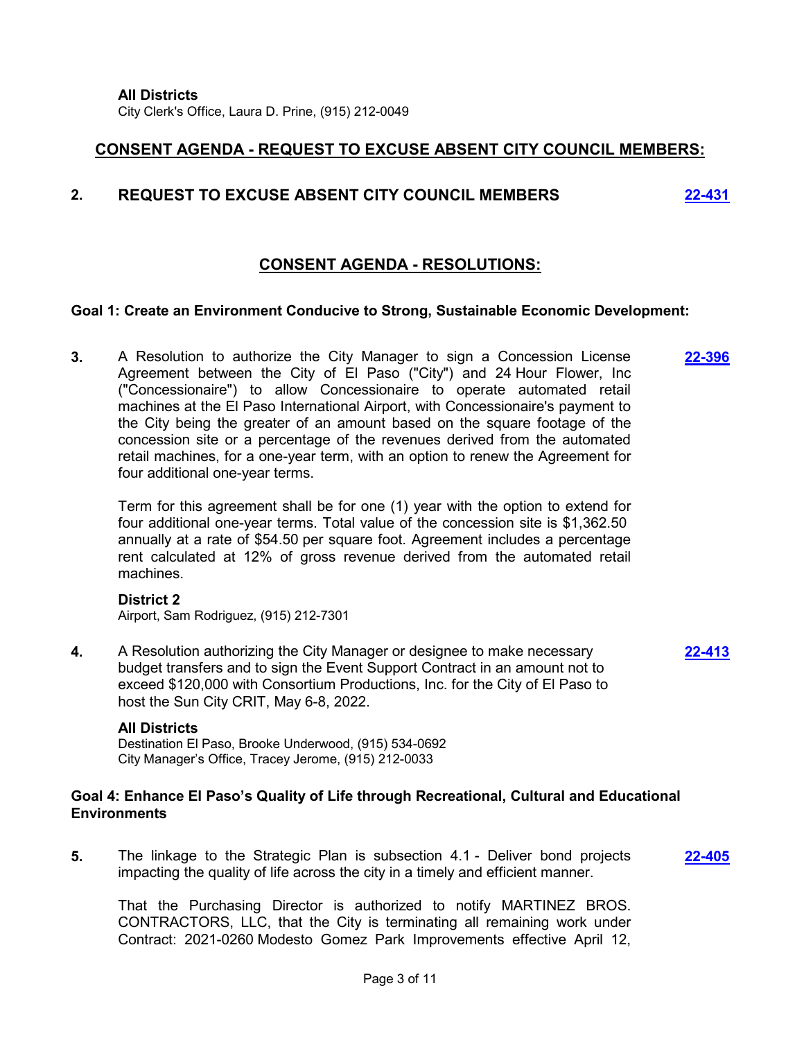**All Districts**
City Clerk's Office, Laura D. Prine, (915) 212-0049

## CONSENT AGENDA - REQUEST TO EXCUSE ABSENT CITY COUNCIL MEMBERS:

**2. REQUEST TO EXCUSE ABSENT CITY COUNCIL MEMBERS** [22-431]

## CONSENT AGENDA - RESOLUTIONS:

### Goal 1: Create an Environment Conducive to Strong, Sustainable Economic Development:

**3.** A Resolution to authorize the City Manager to sign a Concession License Agreement between the City of El Paso ("City") and 24 Hour Flower, Inc ("Concessionaire") to allow Concessionaire to operate automated retail machines at the El Paso International Airport, with Concessionaire's payment to the City being the greater of an amount based on the square footage of the concession site or a percentage of the revenues derived from the automated retail machines, for a one-year term, with an option to renew the Agreement for four additional one-year terms. [22-396]

Term for this agreement shall be for one (1) year with the option to extend for four additional one-year terms. Total value of the concession site is $1,362.50 annually at a rate of $54.50 per square foot. Agreement includes a percentage rent calculated at 12% of gross revenue derived from the automated retail machines.

**District 2**
Airport, Sam Rodriguez, (915) 212-7301

**4.** A Resolution authorizing the City Manager or designee to make necessary budget transfers and to sign the Event Support Contract in an amount not to exceed $120,000 with Consortium Productions, Inc. for the City of El Paso to host the Sun City CRIT, May 6-8, 2022. [22-413]

**All Districts**
Destination El Paso, Brooke Underwood, (915) 534-0692
City Manager's Office, Tracey Jerome, (915) 212-0033

### Goal 4: Enhance El Paso's Quality of Life through Recreational, Cultural and Educational Environments

**5.** The linkage to the Strategic Plan is subsection 4.1 - Deliver bond projects impacting the quality of life across the city in a timely and efficient manner. [22-405]

That the Purchasing Director is authorized to notify MARTINEZ BROS. CONTRACTORS, LLC, that the City is terminating all remaining work under Contract: 2021-0260 Modesto Gomez Park Improvements effective April 12,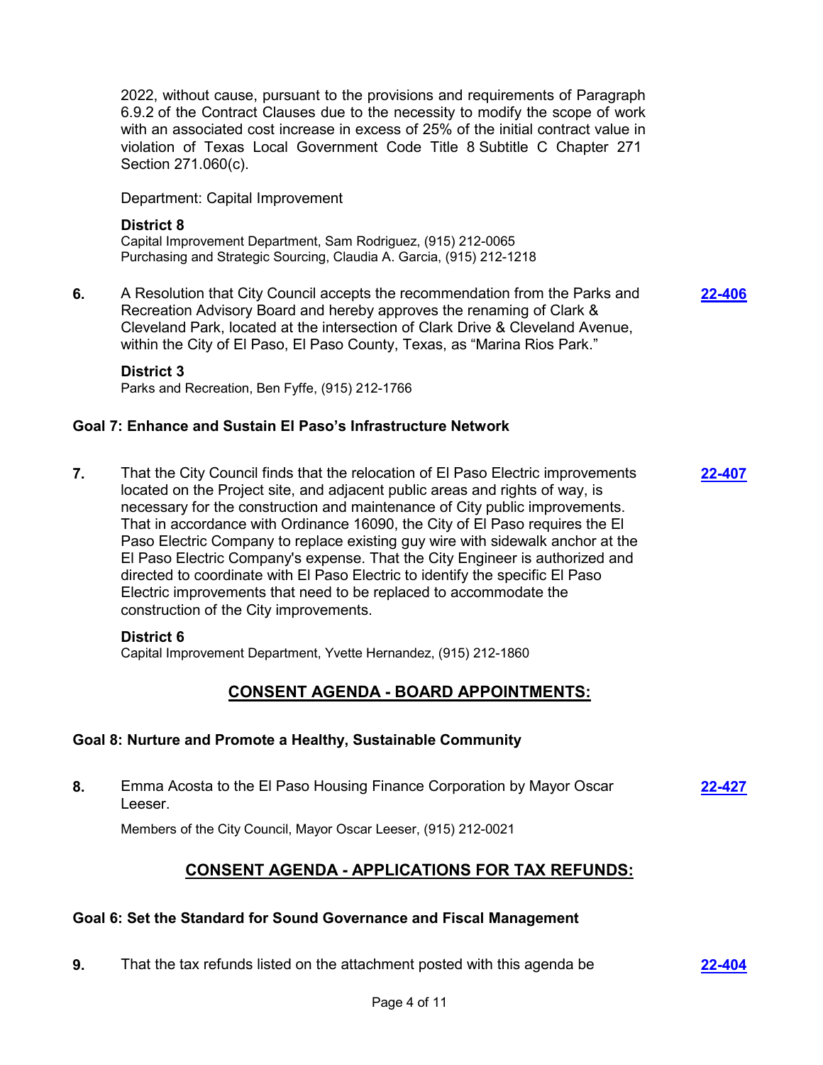2022, without cause, pursuant to the provisions and requirements of Paragraph 6.9.2 of the Contract Clauses due to the necessity to modify the scope of work with an associated cost increase in excess of 25% of the initial contract value in violation of Texas Local Government Code Title 8 Subtitle C Chapter 271 Section 271.060(c).

Department: Capital Improvement

**District 8**

Capital Improvement Department, Sam Rodriguez, (915) 212-0065
Purchasing and Strategic Sourcing, Claudia A. Garcia, (915) 212-1218

**6.** A Resolution that City Council accepts the recommendation from the Parks and Recreation Advisory Board and hereby approves the renaming of Clark & Cleveland Park, located at the intersection of Clark Drive & Cleveland Avenue, within the City of El Paso, El Paso County, Texas, as "Marina Rios Park." **22-406**

**District 3**

Parks and Recreation, Ben Fyffe, (915) 212-1766

### Goal 7: Enhance and Sustain El Paso's Infrastructure Network

**7.** That the City Council finds that the relocation of El Paso Electric improvements located on the Project site, and adjacent public areas and rights of way, is necessary for the construction and maintenance of City public improvements. That in accordance with Ordinance 16090, the City of El Paso requires the El Paso Electric Company to replace existing guy wire with sidewalk anchor at the El Paso Electric Company's expense. That the City Engineer is authorized and directed to coordinate with El Paso Electric to identify the specific El Paso Electric improvements that need to be replaced to accommodate the construction of the City improvements. **22-407**

**District 6**

Capital Improvement Department, Yvette Hernandez, (915) 212-1860

## CONSENT AGENDA - BOARD APPOINTMENTS:

### Goal 8: Nurture and Promote a Healthy, Sustainable Community

**8.** Emma Acosta to the El Paso Housing Finance Corporation by Mayor Oscar Leeser. **22-427**

Members of the City Council, Mayor Oscar Leeser, (915) 212-0021

## CONSENT AGENDA - APPLICATIONS FOR TAX REFUNDS:

### Goal 6: Set the Standard for Sound Governance and Fiscal Management

**9.** That the tax refunds listed on the attachment posted with this agenda be **22-404**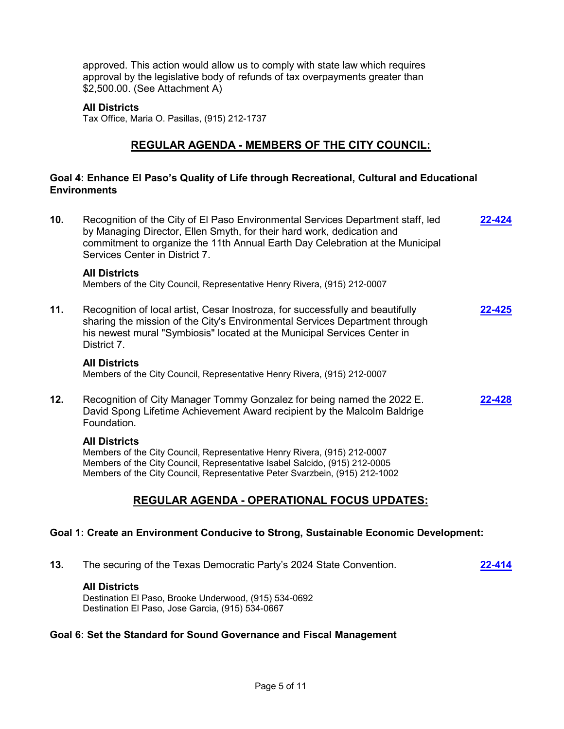approved. This action would allow us to comply with state law which requires approval by the legislative body of refunds of tax overpayments greater than $2,500.00. (See Attachment A)

**All Districts**
Tax Office, Maria O. Pasillas, (915) 212-1737

## REGULAR AGENDA - MEMBERS OF THE CITY COUNCIL:

### Goal 4: Enhance El Paso's Quality of Life through Recreational, Cultural and Educational Environments

**10.** Recognition of the City of El Paso Environmental Services Department staff, led by Managing Director, Ellen Smyth, for their hard work, dedication and commitment to organize the 11th Annual Earth Day Celebration at the Municipal Services Center in District 7. **22-424**

**All Districts**
Members of the City Council, Representative Henry Rivera, (915) 212-0007

**11.** Recognition of local artist, Cesar Inostroza, for successfully and beautifully sharing the mission of the City's Environmental Services Department through his newest mural "Symbiosis" located at the Municipal Services Center in District 7. **22-425**

**All Districts**
Members of the City Council, Representative Henry Rivera, (915) 212-0007

**12.** Recognition of City Manager Tommy Gonzalez for being named the 2022 E. David Spong Lifetime Achievement Award recipient by the Malcolm Baldrige Foundation. **22-428**

**All Districts**
Members of the City Council, Representative Henry Rivera, (915) 212-0007
Members of the City Council, Representative Isabel Salcido, (915) 212-0005
Members of the City Council, Representative Peter Svarzbein, (915) 212-1002

## REGULAR AGENDA - OPERATIONAL FOCUS UPDATES:

### Goal 1: Create an Environment Conducive to Strong, Sustainable Economic Development:

**13.** The securing of the Texas Democratic Party's 2024 State Convention. **22-414**

**All Districts**
Destination El Paso, Brooke Underwood, (915) 534-0692
Destination El Paso, Jose Garcia, (915) 534-0667

### Goal 6: Set the Standard for Sound Governance and Fiscal Management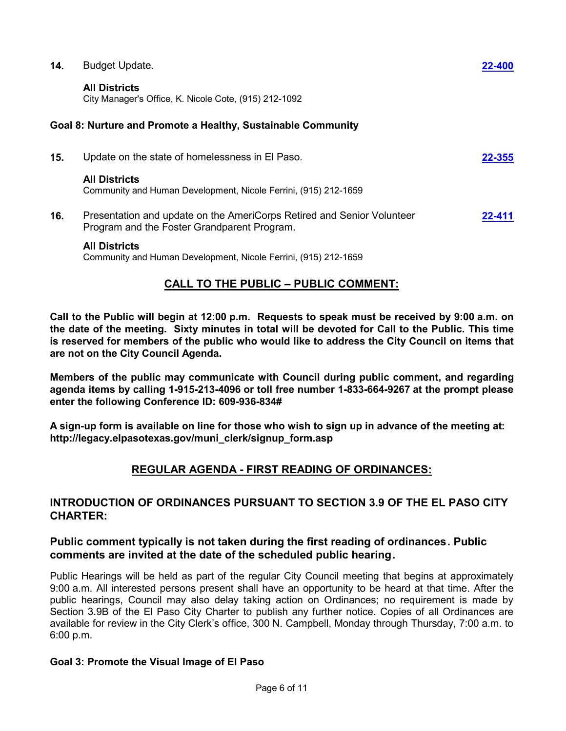**14.** Budget Update. **[22-400]**

**All Districts**
City Manager's Office, K. Nicole Cote, (915) 212-1092

**Goal 8: Nurture and Promote a Healthy, Sustainable Community**

**15.** Update on the state of homelessness in El Paso. **[22-355]**

**All Districts**
Community and Human Development, Nicole Ferrini, (915) 212-1659

**16.** Presentation and update on the AmeriCorps Retired and Senior Volunteer Program and the Foster Grandparent Program. **[22-411]**

**All Districts**
Community and Human Development, Nicole Ferrini, (915) 212-1659

## CALL TO THE PUBLIC – PUBLIC COMMENT:

**Call to the Public will begin at 12:00 p.m. Requests to speak must be received by 9:00 a.m. on the date of the meeting. Sixty minutes in total will be devoted for Call to the Public. This time is reserved for members of the public who would like to address the City Council on items that are not on the City Council Agenda.**

**Members of the public may communicate with Council during public comment, and regarding agenda items by calling 1-915-213-4096 or toll free number 1-833-664-9267 at the prompt please enter the following Conference ID: 609-936-834#**

**A sign-up form is available on line for those who wish to sign up in advance of the meeting at: http://legacy.elpasotexas.gov/muni_clerk/signup_form.asp**

## REGULAR AGENDA - FIRST READING OF ORDINANCES:

### INTRODUCTION OF ORDINANCES PURSUANT TO SECTION 3.9 OF THE EL PASO CITY CHARTER:

### Public comment typically is not taken during the first reading of ordinances. Public comments are invited at the date of the scheduled public hearing.

Public Hearings will be held as part of the regular City Council meeting that begins at approximately 9:00 a.m. All interested persons present shall have an opportunity to be heard at that time. After the public hearings, Council may also delay taking action on Ordinances; no requirement is made by Section 3.9B of the El Paso City Charter to publish any further notice. Copies of all Ordinances are available for review in the City Clerk's office, 300 N. Campbell, Monday through Thursday, 7:00 a.m. to 6:00 p.m.

**Goal 3: Promote the Visual Image of El Paso**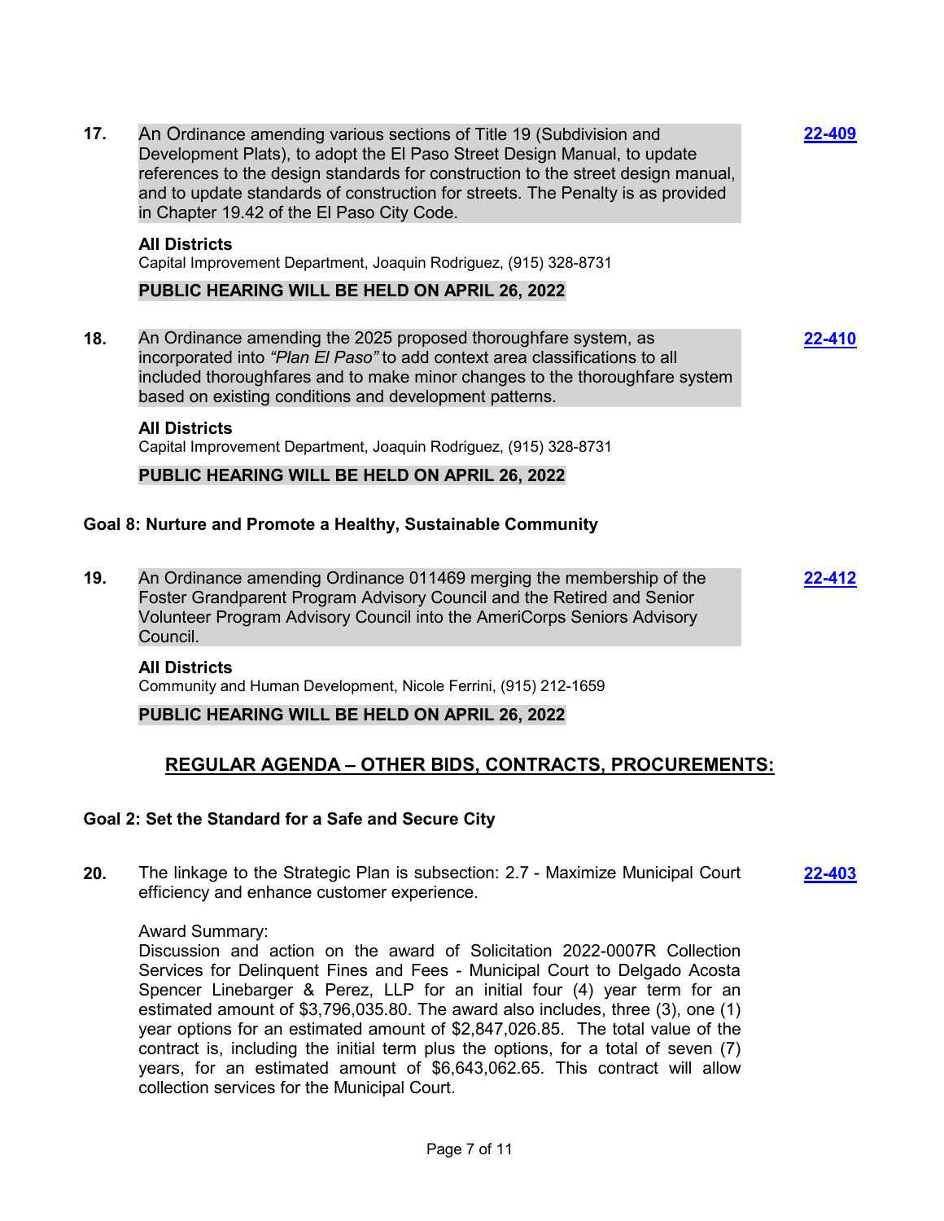**17.** An Ordinance amending various sections of Title 19 (Subdivision and Development Plats), to adopt the El Paso Street Design Manual, to update references to the design standards for construction to the street design manual, and to update standards of construction for streets. The Penalty is as provided in Chapter 19.42 of the El Paso City Code. **22-409**

**All Districts**
Capital Improvement Department, Joaquin Rodriguez, (915) 328-8731

**PUBLIC HEARING WILL BE HELD ON APRIL 26, 2022**

**18.** An Ordinance amending the 2025 proposed thoroughfare system, as incorporated into *"Plan El Paso"* to add context area classifications to all included thoroughfares and to make minor changes to the thoroughfare system based on existing conditions and development patterns. **22-410**

**All Districts**
Capital Improvement Department, Joaquin Rodriguez, (915) 328-8731

**PUBLIC HEARING WILL BE HELD ON APRIL 26, 2022**

### Goal 8: Nurture and Promote a Healthy, Sustainable Community

**19.** An Ordinance amending Ordinance 011469 merging the membership of the Foster Grandparent Program Advisory Council and the Retired and Senior Volunteer Program Advisory Council into the AmeriCorps Seniors Advisory Council. **22-412**

**All Districts**
Community and Human Development, Nicole Ferrini, (915) 212-1659

**PUBLIC HEARING WILL BE HELD ON APRIL 26, 2022**

## REGULAR AGENDA – OTHER BIDS, CONTRACTS, PROCUREMENTS:

### Goal 2: Set the Standard for a Safe and Secure City

**20.** The linkage to the Strategic Plan is subsection: 2.7 - Maximize Municipal Court efficiency and enhance customer experience. **22-403**

Award Summary:
Discussion and action on the award of Solicitation 2022-0007R Collection Services for Delinquent Fines and Fees - Municipal Court to Delgado Acosta Spencer Linebarger & Perez, LLP for an initial four (4) year term for an estimated amount of $3,796,035.80. The award also includes, three (3), one (1) year options for an estimated amount of $2,847,026.85. The total value of the contract is, including the initial term plus the options, for a total of seven (7) years, for an estimated amount of $6,643,062.65. This contract will allow collection services for the Municipal Court.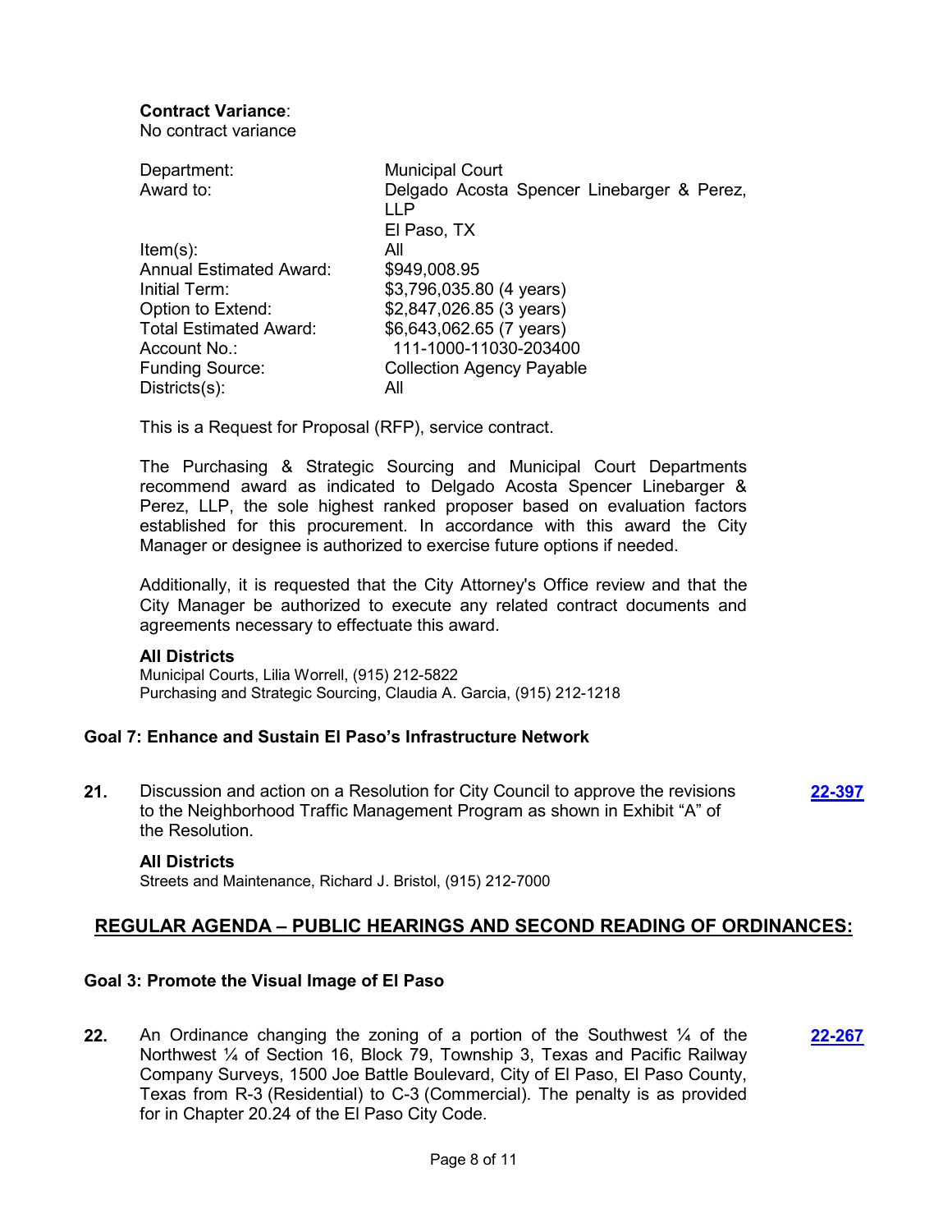**Contract Variance**:
No contract variance

| | |
|---|---|
| Department: | Municipal Court |
| Award to: | Delgado Acosta Spencer Linebarger & Perez, LLP<br>El Paso, TX |
| Item(s): | All |
| Annual Estimated Award: | $949,008.95 |
| Initial Term: | $3,796,035.80 (4 years) |
| Option to Extend: | $2,847,026.85 (3 years) |
| Total Estimated Award: | $6,643,062.65 (7 years) |
| Account No.: | 111-1000-11030-203400 |
| Funding Source: | Collection Agency Payable |
| Districts(s): | All |

This is a Request for Proposal (RFP), service contract.

The Purchasing & Strategic Sourcing and Municipal Court Departments recommend award as indicated to Delgado Acosta Spencer Linebarger & Perez, LLP, the sole highest ranked proposer based on evaluation factors established for this procurement. In accordance with this award the City Manager or designee is authorized to exercise future options if needed.

Additionally, it is requested that the City Attorney's Office review and that the City Manager be authorized to execute any related contract documents and agreements necessary to effectuate this award.

**All Districts**
Municipal Courts, Lilia Worrell, (915) 212-5822
Purchasing and Strategic Sourcing, Claudia A. Garcia, (915) 212-1218

### Goal 7: Enhance and Sustain El Paso's Infrastructure Network

**21.** Discussion and action on a Resolution for City Council to approve the revisions to the Neighborhood Traffic Management Program as shown in Exhibit "A" of the Resolution. **22-397**

**All Districts**
Streets and Maintenance, Richard J. Bristol, (915) 212-7000

## REGULAR AGENDA – PUBLIC HEARINGS AND SECOND READING OF ORDINANCES:

### Goal 3: Promote the Visual Image of El Paso

**22.** An Ordinance changing the zoning of a portion of the Southwest ¼ of the Northwest ¼ of Section 16, Block 79, Township 3, Texas and Pacific Railway Company Surveys, 1500 Joe Battle Boulevard, City of El Paso, El Paso County, Texas from R-3 (Residential) to C-3 (Commercial). The penalty is as provided for in Chapter 20.24 of the El Paso City Code. **22-267**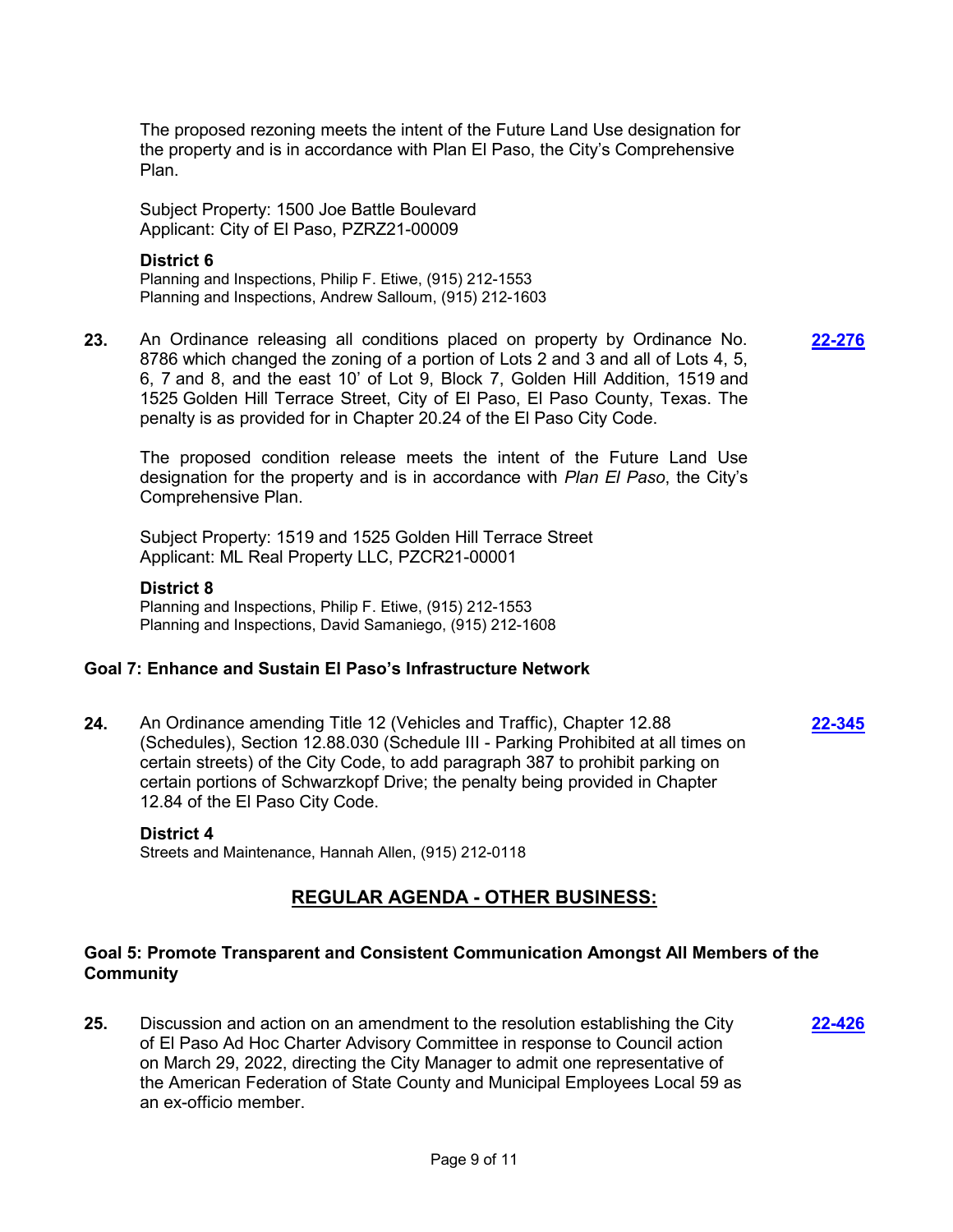The proposed rezoning meets the intent of the Future Land Use designation for the property and is in accordance with Plan El Paso, the City's Comprehensive Plan.

Subject Property: 1500 Joe Battle Boulevard
Applicant: City of El Paso, PZRZ21-00009

**District 6**
Planning and Inspections, Philip F. Etiwe, (915) 212-1553
Planning and Inspections, Andrew Salloum, (915) 212-1603

**23.** An Ordinance releasing all conditions placed on property by Ordinance No. 8786 which changed the zoning of a portion of Lots 2 and 3 and all of Lots 4, 5, 6, 7 and 8, and the east 10' of Lot 9, Block 7, Golden Hill Addition, 1519 and 1525 Golden Hill Terrace Street, City of El Paso, El Paso County, Texas. The penalty is as provided for in Chapter 20.24 of the El Paso City Code. **22-276**

The proposed condition release meets the intent of the Future Land Use designation for the property and is in accordance with *Plan El Paso*, the City's Comprehensive Plan.

Subject Property: 1519 and 1525 Golden Hill Terrace Street
Applicant: ML Real Property LLC, PZCR21-00001

**District 8**
Planning and Inspections, Philip F. Etiwe, (915) 212-1553
Planning and Inspections, David Samaniego, (915) 212-1608

### Goal 7: Enhance and Sustain El Paso's Infrastructure Network

**24.** An Ordinance amending Title 12 (Vehicles and Traffic), Chapter 12.88 (Schedules), Section 12.88.030 (Schedule III - Parking Prohibited at all times on certain streets) of the City Code, to add paragraph 387 to prohibit parking on certain portions of Schwarzkopf Drive; the penalty being provided in Chapter 12.84 of the El Paso City Code. **22-345**

**District 4**
Streets and Maintenance, Hannah Allen, (915) 212-0118

## REGULAR AGENDA - OTHER BUSINESS:

### Goal 5: Promote Transparent and Consistent Communication Amongst All Members of the Community

**25.** Discussion and action on an amendment to the resolution establishing the City of El Paso Ad Hoc Charter Advisory Committee in response to Council action on March 29, 2022, directing the City Manager to admit one representative of the American Federation of State County and Municipal Employees Local 59 as an ex-officio member. **22-426**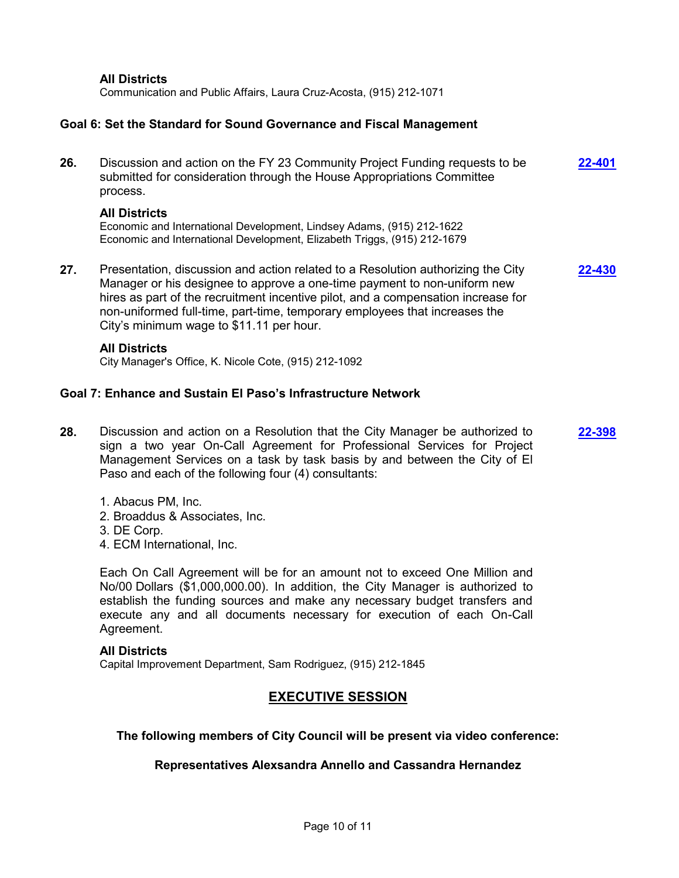**All Districts**
Communication and Public Affairs, Laura Cruz-Acosta, (915) 212-1071

### Goal 6: Set the Standard for Sound Governance and Fiscal Management

**26.** Discussion and action on the FY 23 Community Project Funding requests to be submitted for consideration through the House Appropriations Committee process. **22-401**

**All Districts**
Economic and International Development, Lindsey Adams, (915) 212-1622
Economic and International Development, Elizabeth Triggs, (915) 212-1679

**27.** Presentation, discussion and action related to a Resolution authorizing the City Manager or his designee to approve a one-time payment to non-uniform new hires as part of the recruitment incentive pilot, and a compensation increase for non-uniformed full-time, part-time, temporary employees that increases the City's minimum wage to $11.11 per hour. **22-430**

**All Districts**
City Manager's Office, K. Nicole Cote, (915) 212-1092

### Goal 7: Enhance and Sustain El Paso's Infrastructure Network

**28.** Discussion and action on a Resolution that the City Manager be authorized to sign a two year On-Call Agreement for Professional Services for Project Management Services on a task by task basis by and between the City of El Paso and each of the following four (4) consultants: **22-398**

1. Abacus PM, Inc.
2. Broaddus & Associates, Inc.
3. DE Corp.
4. ECM International, Inc.

Each On Call Agreement will be for an amount not to exceed One Million and No/00 Dollars ($1,000,000.00). In addition, the City Manager is authorized to establish the funding sources and make any necessary budget transfers and execute any and all documents necessary for execution of each On-Call Agreement.

**All Districts**
Capital Improvement Department, Sam Rodriguez, (915) 212-1845

## EXECUTIVE SESSION

**The following members of City Council will be present via video conference:**

**Representatives Alexsandra Annello and Cassandra Hernandez**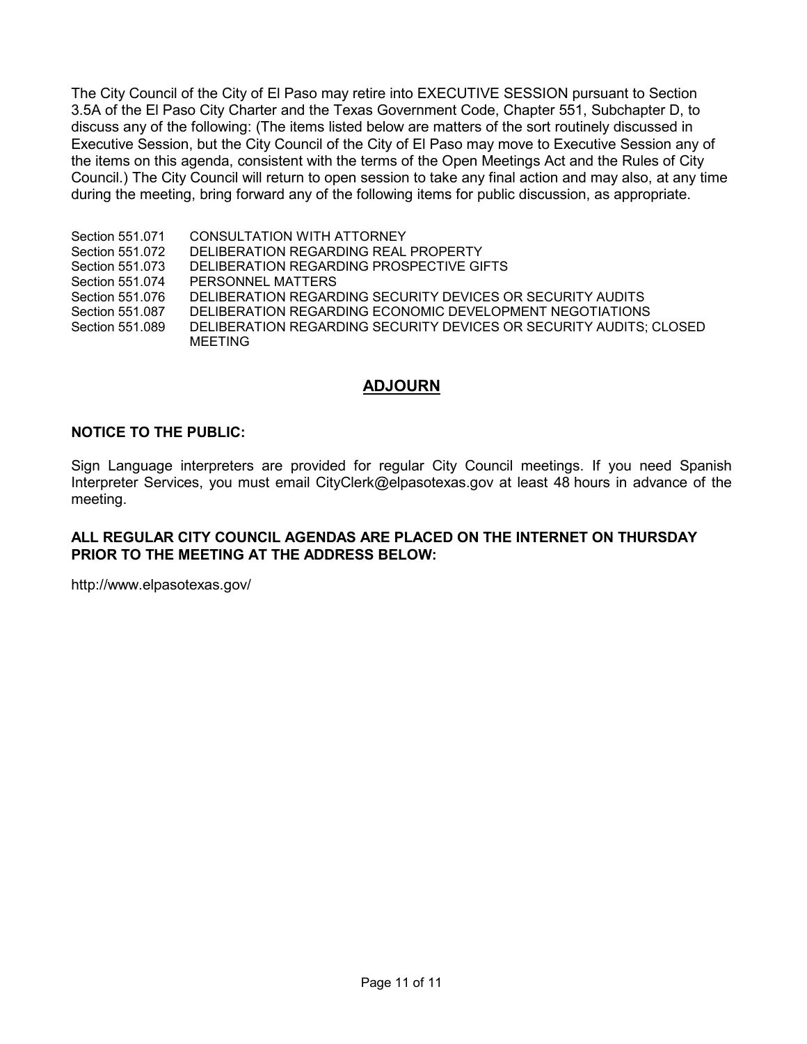The City Council of the City of El Paso may retire into EXECUTIVE SESSION pursuant to Section 3.5A of the El Paso City Charter and the Texas Government Code, Chapter 551, Subchapter D, to discuss any of the following: (The items listed below are matters of the sort routinely discussed in Executive Session, but the City Council of the City of El Paso may move to Executive Session any of the items on this agenda, consistent with the terms of the Open Meetings Act and the Rules of City Council.) The City Council will return to open session to take any final action and may also, at any time during the meeting, bring forward any of the following items for public discussion, as appropriate.

| | |
|---|---|
| Section 551.071 | CONSULTATION WITH ATTORNEY |
| Section 551.072 | DELIBERATION REGARDING REAL PROPERTY |
| Section 551.073 | DELIBERATION REGARDING PROSPECTIVE GIFTS |
| Section 551.074 | PERSONNEL MATTERS |
| Section 551.076 | DELIBERATION REGARDING SECURITY DEVICES OR SECURITY AUDITS |
| Section 551.087 | DELIBERATION REGARDING ECONOMIC DEVELOPMENT NEGOTIATIONS |
| Section 551.089 | DELIBERATION REGARDING SECURITY DEVICES OR SECURITY AUDITS; CLOSED MEETING |

## ADJOURN

**NOTICE TO THE PUBLIC:**

Sign Language interpreters are provided for regular City Council meetings. If you need Spanish Interpreter Services, you must email CityClerk@elpasotexas.gov at least 48 hours in advance of the meeting.

**ALL REGULAR CITY COUNCIL AGENDAS ARE PLACED ON THE INTERNET ON THURSDAY PRIOR TO THE MEETING AT THE ADDRESS BELOW:**

http://www.elpasotexas.gov/